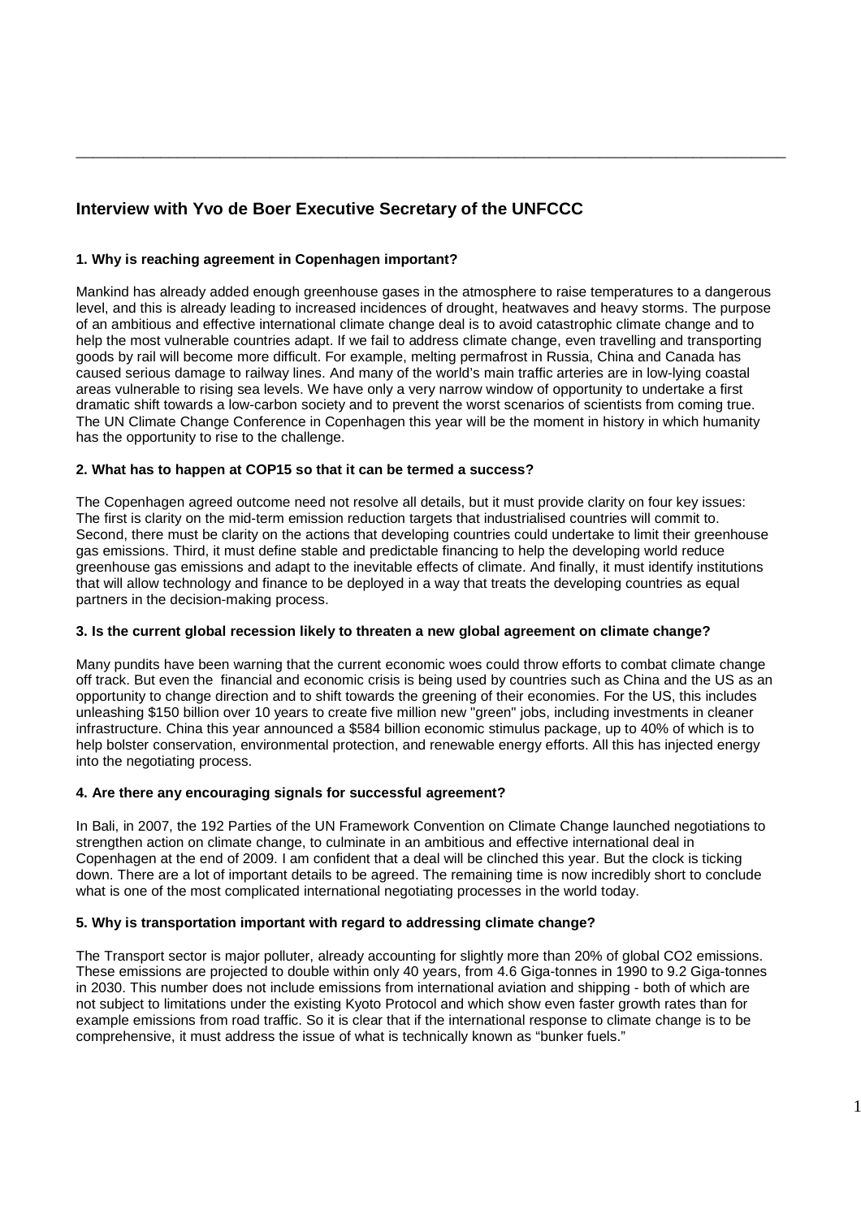## Interview with Yvo de Boer Executive Secretary of the UNFCCC

### 1. Why is reaching agreement in Copenhagen important?

Mankind has already added enough greenhouse gases in the atmosphere to raise temperatures to a dangerous level, and this is already leading to increased incidences of drought, heatwaves and heavy storms. The purpose of an ambitious and effective international climate change deal is to avoid catastrophic climate change and to help the most vulnerable countries adapt. If we fail to address climate change, even travelling and transporting goods by rail will become more difficult. For example, melting permafrost in Russia, China and Canada has caused serious damage to railway lines. And many of the world's main traffic arteries are in low-lying coastal areas vulnerable to rising sea levels. We have only a very narrow window of opportunity to undertake a first dramatic shift towards a low-carbon society and to prevent the worst scenarios of scientists from coming true. The UN Climate Change Conference in Copenhagen this year will be the moment in history in which humanity has the opportunity to rise to the challenge.

### 2. What has to happen at COP15 so that it can be termed a success?

The Copenhagen agreed outcome need not resolve all details, but it must provide clarity on four key issues: The first is clarity on the mid-term emission reduction targets that industrialised countries will commit to. Second, there must be clarity on the actions that developing countries could undertake to limit their greenhouse gas emissions. Third, it must define stable and predictable financing to help the developing world reduce greenhouse gas emissions and adapt to the inevitable effects of climate. And finally, it must identify institutions that will allow technology and finance to be deployed in a way that treats the developing countries as equal partners in the decision-making process.

### 3. Is the current global recession likely to threaten a new global agreement on climate change?

Many pundits have been warning that the current economic woes could throw efforts to combat climate change off track. But even the financial and economic crisis is being used by countries such as China and the US as an opportunity to change direction and to shift towards the greening of their economies. For the US, this includes unleashing $150 billion over 10 years to create five million new "green" jobs, including investments in cleaner infrastructure. China this year announced a $584 billion economic stimulus package, up to 40% of which is to help bolster conservation, environmental protection, and renewable energy efforts. All this has injected energy into the negotiating process.

### 4. Are there any encouraging signals for successful agreement?

In Bali, in 2007, the 192 Parties of the UN Framework Convention on Climate Change launched negotiations to strengthen action on climate change, to culminate in an ambitious and effective international deal in Copenhagen at the end of 2009. I am confident that a deal will be clinched this year. But the clock is ticking down. There are a lot of important details to be agreed. The remaining time is now incredibly short to conclude what is one of the most complicated international negotiating processes in the world today.

### 5. Why is transportation important with regard to addressing climate change?

The Transport sector is major polluter, already accounting for slightly more than 20% of global $CO_2$ emissions. These emissions are projected to double within only 40 years, from 4.6 Giga-tonnes in 1990 to 9.2 Giga-tonnes in 2030. This number does not include emissions from international aviation and shipping - both of which are not subject to limitations under the existing Kyoto Protocol and which show even faster growth rates than for example emissions from road traffic. So it is clear that if the international response to climate change is to be comprehensive, it must address the issue of what is technically known as "bunker fuels."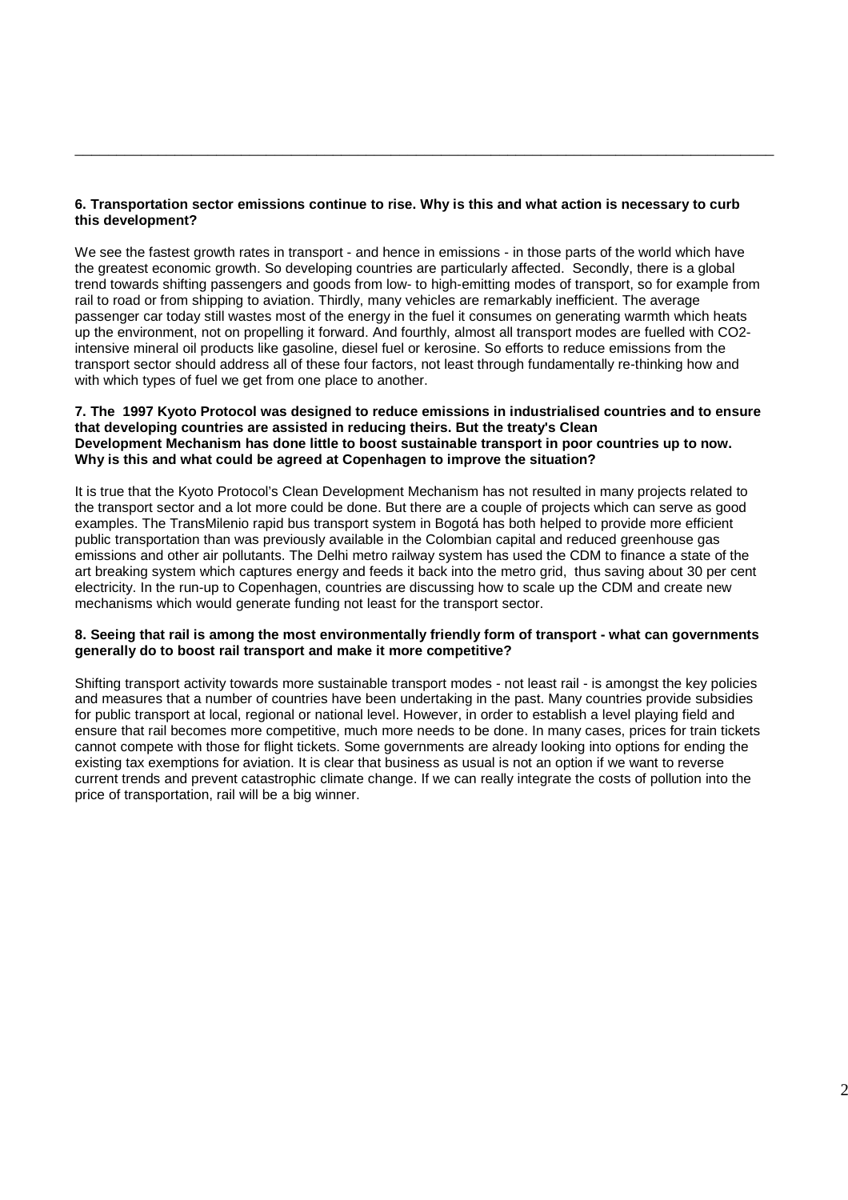**6. Transportation sector emissions continue to rise. Why is this and what action is necessary to curb this development?**

We see the fastest growth rates in transport - and hence in emissions - in those parts of the world which have the greatest economic growth. So developing countries are particularly affected. Secondly, there is a global trend towards shifting passengers and goods from low- to high-emitting modes of transport, so for example from rail to road or from shipping to aviation. Thirdly, many vehicles are remarkably inefficient. The average passenger car today still wastes most of the energy in the fuel it consumes on generating warmth which heats up the environment, not on propelling it forward. And fourthly, almost all transport modes are fuelled with $CO_2$-intensive mineral oil products like gasoline, diesel fuel or kerosine. So efforts to reduce emissions from the transport sector should address all of these four factors, not least through fundamentally re-thinking how and with which types of fuel we get from one place to another.

**7. The 1997 Kyoto Protocol was designed to reduce emissions in industrialised countries and to ensure that developing countries are assisted in reducing theirs. But the treaty's Clean Development Mechanism has done little to boost sustainable transport in poor countries up to now. Why is this and what could be agreed at Copenhagen to improve the situation?**

It is true that the Kyoto Protocol's Clean Development Mechanism has not resulted in many projects related to the transport sector and a lot more could be done. But there are a couple of projects which can serve as good examples. The TransMilenio rapid bus transport system in Bogotá has both helped to provide more efficient public transportation than was previously available in the Colombian capital and reduced greenhouse gas emissions and other air pollutants. The Delhi metro railway system has used the CDM to finance a state of the art breaking system which captures energy and feeds it back into the metro grid, thus saving about 30 per cent electricity. In the run-up to Copenhagen, countries are discussing how to scale up the CDM and create new mechanisms which would generate funding not least for the transport sector.

**8. Seeing that rail is among the most environmentally friendly form of transport - what can governments generally do to boost rail transport and make it more competitive?**

Shifting transport activity towards more sustainable transport modes - not least rail - is amongst the key policies and measures that a number of countries have been undertaking in the past. Many countries provide subsidies for public transport at local, regional or national level. However, in order to establish a level playing field and ensure that rail becomes more competitive, much more needs to be done. In many cases, prices for train tickets cannot compete with those for flight tickets. Some governments are already looking into options for ending the existing tax exemptions for aviation. It is clear that business as usual is not an option if we want to reverse current trends and prevent catastrophic climate change. If we can really integrate the costs of pollution into the price of transportation, rail will be a big winner.